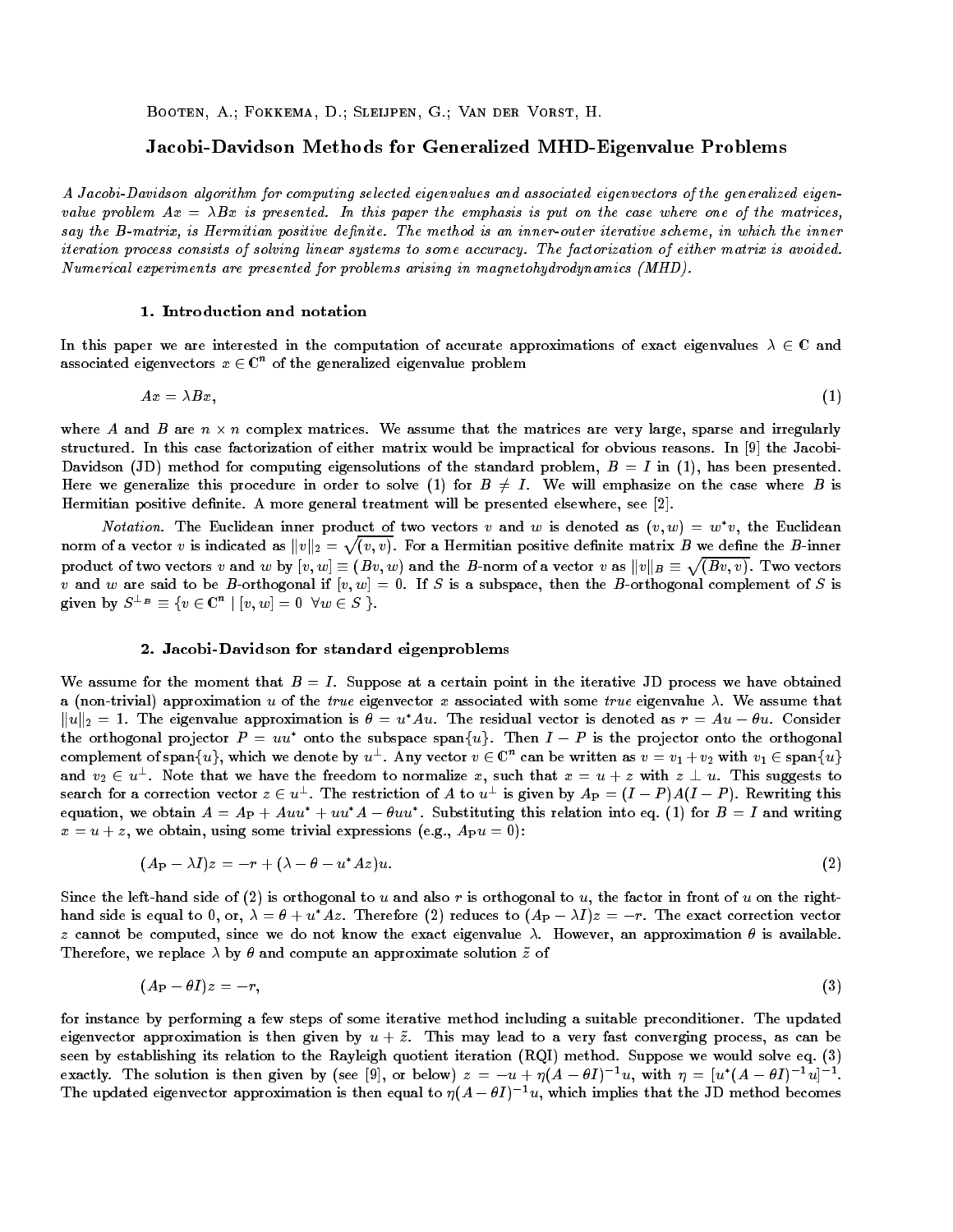Booten, A.; Fokkema, D.; Sleijpen, G.; Van der Vorst, H.

# Jacobi-Davidson Methods for Generalized MHD-Eigenvalue Problems

*A Jacobi-Davidson algorithm for computing selected eigenvalues and associated eigenvectors of the generalized eigenvalue problem $Ax = \lambda Bx$ is presented. In this paper the emphasis is put on the case where one of the matrices, say the B-matrix, is Hermitian positive definite. The method is an inner-outer iterative scheme, in which the inner iteration process consists of solving linear systems to some accuracy. The factorization of either matrix is avoided. Numerical experiments are presented for problems arising in magnetohydrodynamics (MHD).*

## 1. Introduction and notation

In this paper we are interested in the computation of accurate approximations of exact eigenvalues $\lambda \in \mathbb{C}$ and associated eigenvectors $x \in \mathbb{C}^n$ of the generalized eigenvalue problem

$$Ax = \lambda Bx, \tag{1}$$

where $A$ and $B$ are $n \times n$ complex matrices. We assume that the matrices are very large, sparse and irregularly structured. In this case factorization of either matrix would be impractical for obvious reasons. In [9] the Jacobi-Davidson (JD) method for computing eigensolutions of the standard problem, $B = I$ in (1), has been presented. Here we generalize this procedure in order to solve (1) for $B \neq I$. We will emphasize on the case where $B$ is Hermitian positive definite. A more general treatment will be presented elsewhere, see [2].

*Notation.* The Euclidean inner product of two vectors $v$ and $w$ is denoted as $(v, w) = w^* v$, the Euclidean norm of a vector $v$ is indicated as $\|v\|_2 = \sqrt{(v, v)}$. For a Hermitian positive definite matrix $B$ we define the $B$-inner product of two vectors $v$ and $w$ by $[v, w] \equiv (Bv, w)$ and the $B$-norm of a vector $v$ as $\|v\|_B \equiv \sqrt{(Bv, v)}$. Two vectors $v$ and $w$ are said to be $B$-orthogonal if $[v, w] = 0$. If $S$ is a subspace, then the $B$-orthogonal complement of $S$ is given by $S^{\perp_B} \equiv \{v \in \mathbb{C}^n \mid [v, w] = 0 \;\; \forall w \in S\}$.

## 2. Jacobi-Davidson for standard eigenproblems

We assume for the moment that $B = I$. Suppose at a certain point in the iterative JD process we have obtained a (non-trivial) approximation $u$ of the *true* eigenvector $x$ associated with some *true* eigenvalue $\lambda$. We assume that $\|u\|_2 = 1$. The eigenvalue approximation is $\theta = u^* A u$. The residual vector is denoted as $r = Au - \theta u$. Consider the orthogonal projector $P = uu^*$ onto the subspace $\text{span}\{u\}$. Then $I - P$ is the projector onto the orthogonal complement of $\text{span}\{u\}$, which we denote by $u^\perp$. Any vector $v \in \mathbb{C}^n$ can be written as $v = v_1 + v_2$ with $v_1 \in \text{span}\{u\}$ and $v_2 \in u^\perp$. Note that we have the freedom to normalize $x$, such that $x = u + z$ with $z \perp u$. This suggests to search for a correction vector $z \in u^\perp$. The restriction of $A$ to $u^\perp$ is given by $A_P = (I - P)A(I - P)$. Rewriting this equation, we obtain $A = A_P + Auu^* + uu^*A - \theta uu^*$. Substituting this relation into eq. (1) for $B = I$ and writing $x = u + z$, we obtain, using some trivial expressions (e.g., $A_P u = 0$):

$$(A_P - \lambda I)z = -r + (\lambda - \theta - u^* A z)u. \tag{2}$$

Since the left-hand side of (2) is orthogonal to $u$ and also $r$ is orthogonal to $u$, the factor in front of $u$ on the right-hand side is equal to 0, or, $\lambda = \theta + u^* A z$. Therefore (2) reduces to $(A_P - \lambda I)z = -r$. The exact correction vector $z$ cannot be computed, since we do not know the exact eigenvalue $\lambda$. However, an approximation $\theta$ is available. Therefore, we replace $\lambda$ by $\theta$ and compute an approximate solution $\tilde{z}$ of

$$(A_P - \theta I)z = -r, \tag{3}$$

for instance by performing a few steps of some iterative method including a suitable preconditioner. The updated eigenvector approximation is then given by $u + \tilde{z}$. This may lead to a very fast converging process, as can be seen by establishing its relation to the Rayleigh quotient iteration (RQI) method. Suppose we would solve eq. (3) exactly. The solution is then given by (see [9], or below) $z = -u + \eta(A - \theta I)^{-1}u$, with $\eta = [u^*(A - \theta I)^{-1}u]^{-1}$. The updated eigenvector approximation is then equal to $\eta(A - \theta I)^{-1}u$, which implies that the JD method becomes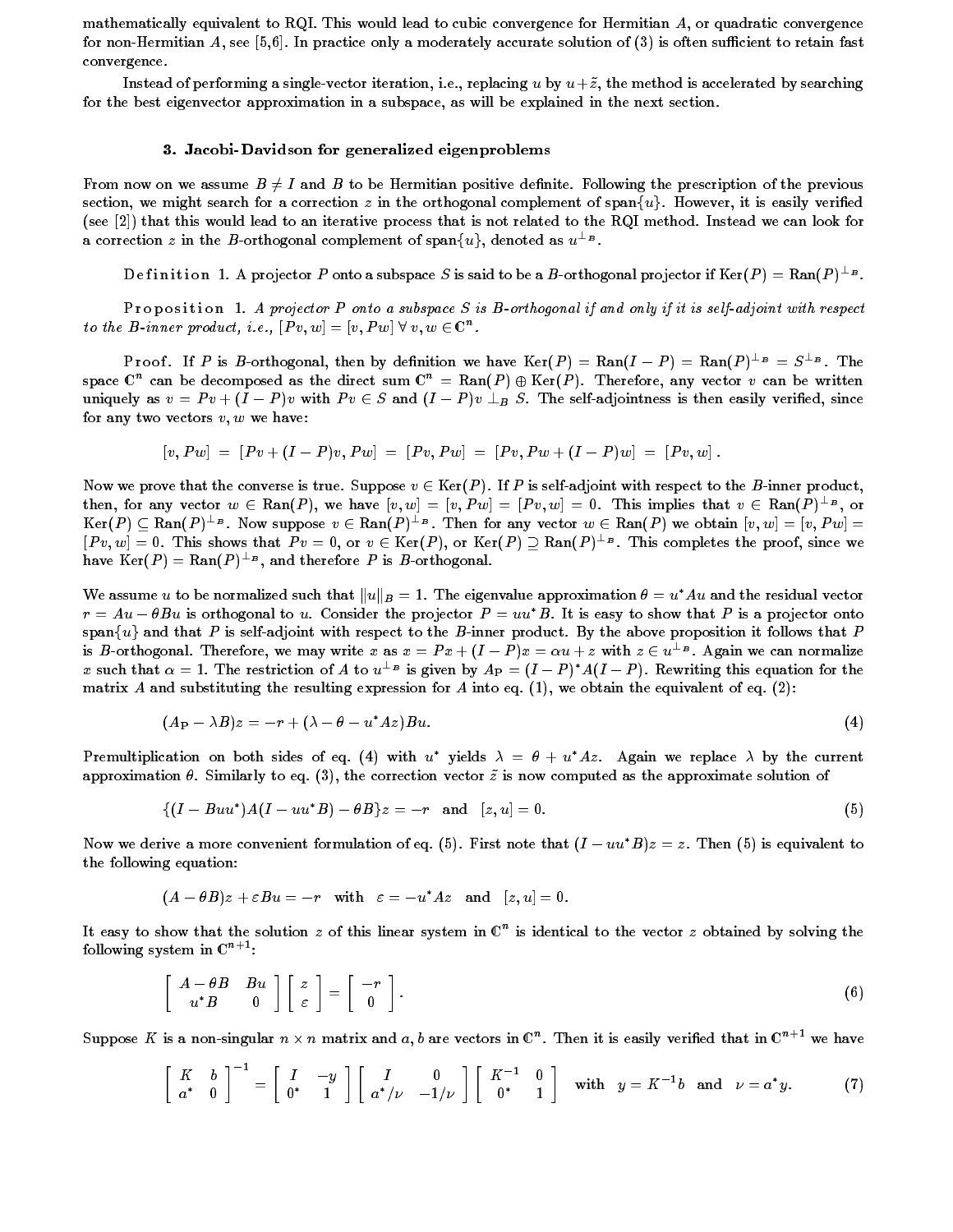mathematically equivalent to RQI. This would lead to cubic convergence for Hermitian $A$, or quadratic convergence for non-Hermitian $A$, see [5,6]. In practice only a moderately accurate solution of (3) is often sufficient to retain fast convergence.

Instead of performing a single-vector iteration, i.e., replacing $u$ by $u+\tilde{z}$, the method is accelerated by searching for the best eigenvector approximation in a subspace, as will be explained in the next section.

### 3. Jacobi-Davidson for generalized eigenproblems

From now on we assume $B \neq I$ and $B$ to be Hermitian positive definite. Following the prescription of the previous section, we might search for a correction $z$ in the orthogonal complement of span$\{u\}$. However, it is easily verified (see [2]) that this would lead to an iterative process that is not related to the RQI method. Instead we can look for a correction $z$ in the $B$-orthogonal complement of span$\{u\}$, denoted as $u^{\perp_B}$.

**Definition 1.** A projector $P$ onto a subspace $S$ is said to be a $B$-orthogonal projector if $\mathrm{Ker}(P) = \mathrm{Ran}(P)^{\perp_B}$.

**Proposition 1.** *A projector $P$ onto a subspace $S$ is $B$-orthogonal if and only if it is self-adjoint with respect to the $B$-inner product, i.e., $[Pv, w] = [v, Pw] \ \forall\, v, w \in \mathbb{C}^n$.*

**Proof.** If $P$ is $B$-orthogonal, then by definition we have $\mathrm{Ker}(P) = \mathrm{Ran}(I-P) = \mathrm{Ran}(P)^{\perp_B} = S^{\perp_B}$. The space $\mathbb{C}^n$ can be decomposed as the direct sum $\mathbb{C}^n = \mathrm{Ran}(P) \oplus \mathrm{Ker}(P)$. Therefore, any vector $v$ can be written uniquely as $v = Pv + (I-P)v$ with $Pv \in S$ and $(I-P)v \perp_B S$. The self-adjointness is then easily verified, since for any two vectors $v, w$ we have:

$$[v, Pw] \ = \ [Pv + (I-P)v, Pw] \ = \ [Pv, Pw] \ = \ [Pv, Pw + (I-P)w] \ = \ [Pv, w]\,.$$

Now we prove that the converse is true. Suppose $v \in \mathrm{Ker}(P)$. If $P$ is self-adjoint with respect to the $B$-inner product, then, for any vector $w \in \mathrm{Ran}(P)$, we have $[v, w] = [v, Pw] = [Pv, w] = 0$. This implies that $v \in \mathrm{Ran}(P)^{\perp_B}$, or $\mathrm{Ker}(P) \subseteq \mathrm{Ran}(P)^{\perp_B}$. Now suppose $v \in \mathrm{Ran}(P)^{\perp_B}$. Then for any vector $w \in \mathrm{Ran}(P)$ we obtain $[v, w] = [v, Pw] = [Pv, w] = 0$. This shows that $Pv = 0$, or $v \in \mathrm{Ker}(P)$, or $\mathrm{Ker}(P) \supseteq \mathrm{Ran}(P)^{\perp_B}$. This completes the proof, since we have $\mathrm{Ker}(P) = \mathrm{Ran}(P)^{\perp_B}$, and therefore $P$ is $B$-orthogonal.

We assume $u$ to be normalized such that $\|u\|_B = 1$. The eigenvalue approximation $\theta = u^*Au$ and the residual vector $r = Au - \theta Bu$ is orthogonal to $u$. Consider the projector $P = uu^*B$. It is easy to show that $P$ is a projector onto span$\{u\}$ and that $P$ is self-adjoint with respect to the $B$-inner product. By the above proposition it follows that $P$ is $B$-orthogonal. Therefore, we may write $x$ as $x = Px + (I-P)x = \alpha u + z$ with $z \in u^{\perp_B}$. Again we can normalize $x$ such that $\alpha = 1$. The restriction of $A$ to $u^{\perp_B}$ is given by $A_{\mathrm{P}} = (I-P)^*A(I-P)$. Rewriting this equation for the matrix $A$ and substituting the resulting expression for $A$ into eq. (1), we obtain the equivalent of eq. (2):

$$(A_{\mathrm{P}} - \lambda B)z = -r + (\lambda - \theta - u^*Az)Bu. \tag{4}$$

Premultiplication on both sides of eq. (4) with $u^*$ yields $\lambda = \theta + u^*Az$. Again we replace $\lambda$ by the current approximation $\theta$. Similarly to eq. (3), the correction vector $\tilde{z}$ is now computed as the approximate solution of

$$\{(I - Buu^*)A(I - uu^*B) - \theta B\}z = -r \quad \text{and} \quad [z, u] = 0. \tag{5}$$

Now we derive a more convenient formulation of eq. (5). First note that $(I - uu^*B)z = z$. Then (5) is equivalent to the following equation:

$$(A - \theta B)z + \varepsilon Bu = -r \quad \text{with} \quad \varepsilon = -u^*Az \quad \text{and} \quad [z, u] = 0.$$

It easy to show that the solution $z$ of this linear system in $\mathbb{C}^n$ is identical to the vector $z$ obtained by solving the following system in $\mathbb{C}^{n+1}$:

$$\begin{bmatrix} A - \theta B & Bu \\ u^*B & 0 \end{bmatrix} \begin{bmatrix} z \\ \varepsilon \end{bmatrix} = \begin{bmatrix} -r \\ 0 \end{bmatrix}. \tag{6}$$

Suppose $K$ is a non-singular $n \times n$ matrix and $a, b$ are vectors in $\mathbb{C}^n$. Then it is easily verified that in $\mathbb{C}^{n+1}$ we have

$$\begin{bmatrix} K & b \\ a^* & 0 \end{bmatrix}^{-1} = \begin{bmatrix} I & -y \\ 0^* & 1 \end{bmatrix} \begin{bmatrix} I & 0 \\ a^*/\nu & -1/\nu \end{bmatrix} \begin{bmatrix} K^{-1} & 0 \\ 0^* & 1 \end{bmatrix} \quad \text{with} \quad y = K^{-1}b \quad \text{and} \quad \nu = a^*y. \tag{7}$$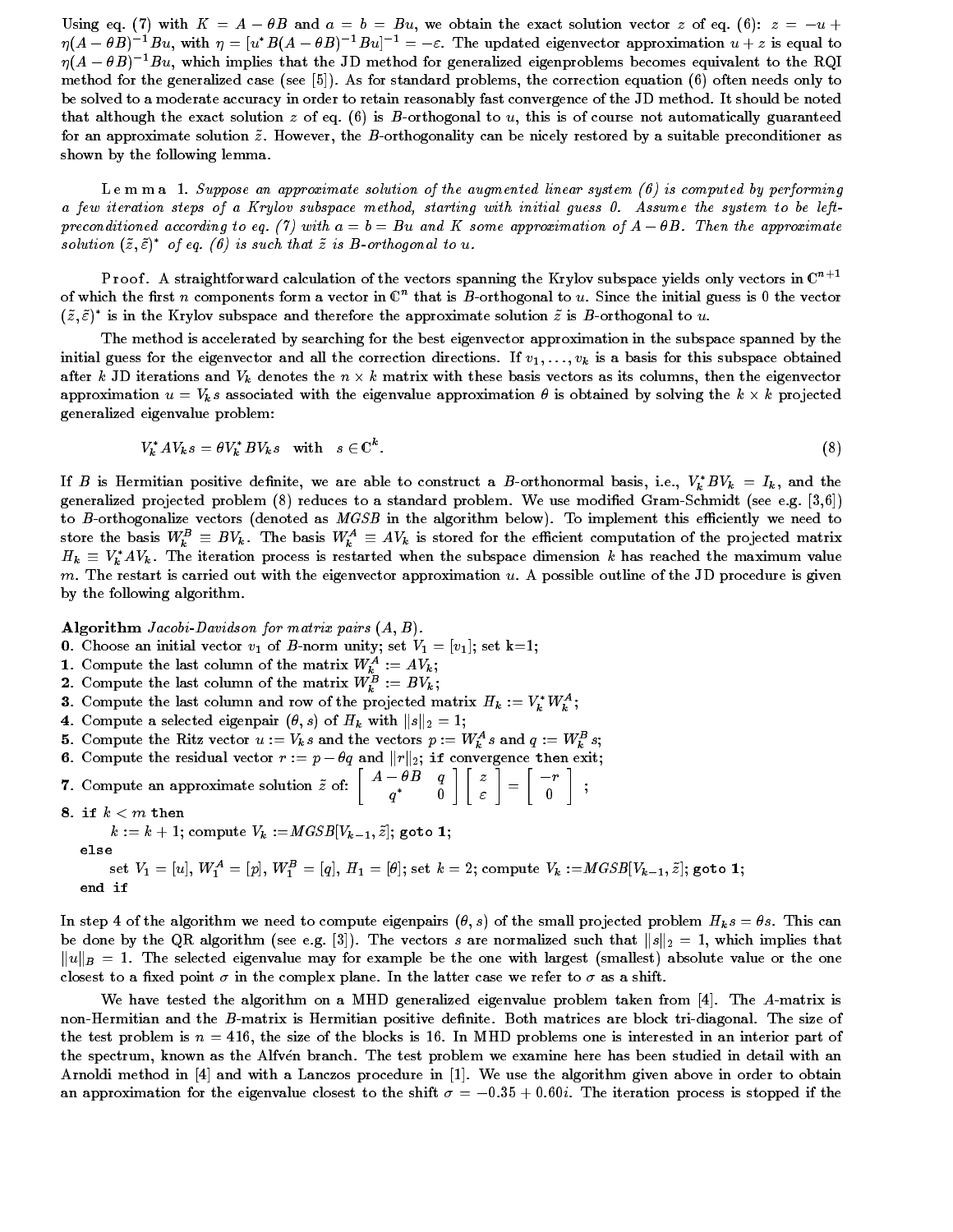Using eq. (7) with $K = A - \theta B$ and $a = b = Bu$, we obtain the exact solution vector $z$ of eq. (6): $z = -u + \eta(A - \theta B)^{-1}Bu$, with $\eta = [u^* B(A - \theta B)^{-1}Bu]^{-1} = -\varepsilon$. The updated eigenvector approximation $u + z$ is equal to $\eta(A - \theta B)^{-1}Bu$, which implies that the JD method for generalized eigenproblems becomes equivalent to the RQI method for the generalized case (see [5]). As for standard problems, the correction equation (6) often needs only to be solved to a moderate accuracy in order to retain reasonably fast convergence of the JD method. It should be noted that although the exact solution $z$ of eq. (6) is $B$-orthogonal to $u$, this is of course not automatically guaranteed for an approximate solution $\tilde{z}$. However, the $B$-orthogonality can be nicely restored by a suitable preconditioner as shown by the following lemma.

**Lemma 1.** *Suppose an approximate solution of the augmented linear system (6) is computed by performing a few iteration steps of a Krylov subspace method, starting with initial guess 0. Assume the system to be left-preconditioned according to eq. (7) with $a = b = Bu$ and $K$ some approximation of $A - \theta B$. Then the approximate solution $(\tilde{z}, \tilde{\varepsilon})^*$ of eq. (6) is such that $\tilde{z}$ is $B$-orthogonal to $u$.*

**Proof.** A straightforward calculation of the vectors spanning the Krylov subspace yields only vectors in $\mathbb{C}^{n+1}$ of which the first $n$ components form a vector in $\mathbb{C}^n$ that is $B$-orthogonal to $u$. Since the initial guess is 0 the vector $(\tilde{z}, \tilde{\varepsilon})^*$ is in the Krylov subspace and therefore the approximate solution $\tilde{z}$ is $B$-orthogonal to $u$.

The method is accelerated by searching for the best eigenvector approximation in the subspace spanned by the initial guess for the eigenvector and all the correction directions. If $v_1, \ldots, v_k$ is a basis for this subspace obtained after $k$ JD iterations and $V_k$ denotes the $n \times k$ matrix with these basis vectors as its columns, then the eigenvector approximation $u = V_k s$ associated with the eigenvalue approximation $\theta$ is obtained by solving the $k \times k$ projected generalized eigenvalue problem:

$$V_k^* A V_k s = \theta V_k^* B V_k s \quad \text{with} \quad s \in \mathbb{C}^k. \tag{8}$$

If $B$ is Hermitian positive definite, we are able to construct a $B$-orthonormal basis, i.e., $V_k^* B V_k = I_k$, and the generalized projected problem (8) reduces to a standard problem. We use modified Gram-Schmidt (see e.g. [3,6]) to $B$-orthogonalize vectors (denoted as *MGSB* in the algorithm below). To implement this efficiently we need to store the basis $W_k^B \equiv BV_k$. The basis $W_k^A \equiv AV_k$ is stored for the efficient computation of the projected matrix $H_k \equiv V_k^* A V_k$. The iteration process is restarted when the subspace dimension $k$ has reached the maximum value $m$. The restart is carried out with the eigenvector approximation $u$. A possible outline of the JD procedure is given by the following algorithm.

**Algorithm** *Jacobi-Davidson for matrix pairs $(A, B)$.*

**0.** Choose an initial vector $v_1$ of $B$-norm unity; set $V_1 = [v_1]$; set k=1;
**1.** Compute the last column of the matrix $W_k^A := AV_k$;
**2.** Compute the last column of the matrix $W_k^B := BV_k$;
**3.** Compute the last column and row of the projected matrix $H_k := V_k^* W_k^A$;
**4.** Compute a selected eigenpair $(\theta, s)$ of $H_k$ with $\|s\|_2 = 1$;
**5.** Compute the Ritz vector $u := V_k s$ and the vectors $p := W_k^A s$ and $q := W_k^B s$;
**6.** Compute the residual vector $r := p - \theta q$ and $\|r\|_2$; `if convergence then exit;`
**7.** Compute an approximate solution $\tilde{z}$ of: $\begin{bmatrix} A - \theta B & q \\ q^* & 0 \end{bmatrix} \begin{bmatrix} z \\ \varepsilon \end{bmatrix} = \begin{bmatrix} -r \\ 0 \end{bmatrix}$;
**8.** **if** $k < m$ **then**
  $k := k + 1$; compute $V_k := MGSB[V_{k-1}, \tilde{z}]$; **goto 1**;
 **else**
  set $V_1 = [u]$, $W_1^A = [p]$, $W_1^B = [q]$, $H_1 = [\theta]$; set $k = 2$; compute $V_k := MGSB[V_{k-1}, \tilde{z}]$; **goto 1**;
 **end if**

In step 4 of the algorithm we need to compute eigenpairs $(\theta, s)$ of the small projected problem $H_k s = \theta s$. This can be done by the QR algorithm (see e.g. [3]). The vectors $s$ are normalized such that $\|s\|_2 = 1$, which implies that $\|u\|_B = 1$. The selected eigenvalue may for example be the one with largest (smallest) absolute value or the one closest to a fixed point $\sigma$ in the complex plane. In the latter case we refer to $\sigma$ as a shift.

We have tested the algorithm on a MHD generalized eigenvalue problem taken from [4]. The $A$-matrix is non-Hermitian and the $B$-matrix is Hermitian positive definite. Both matrices are block tri-diagonal. The size of the test problem is $n = 416$, the size of the blocks is 16. In MHD problems one is interested in an interior part of the spectrum, known as the Alfvén branch. The test problem we examine here has been studied in detail with an Arnoldi method in [4] and with a Lanczos procedure in [1]. We use the algorithm given above in order to obtain an approximation for the eigenvalue closest to the shift $\sigma = -0.35 + 0.60i$. The iteration process is stopped if the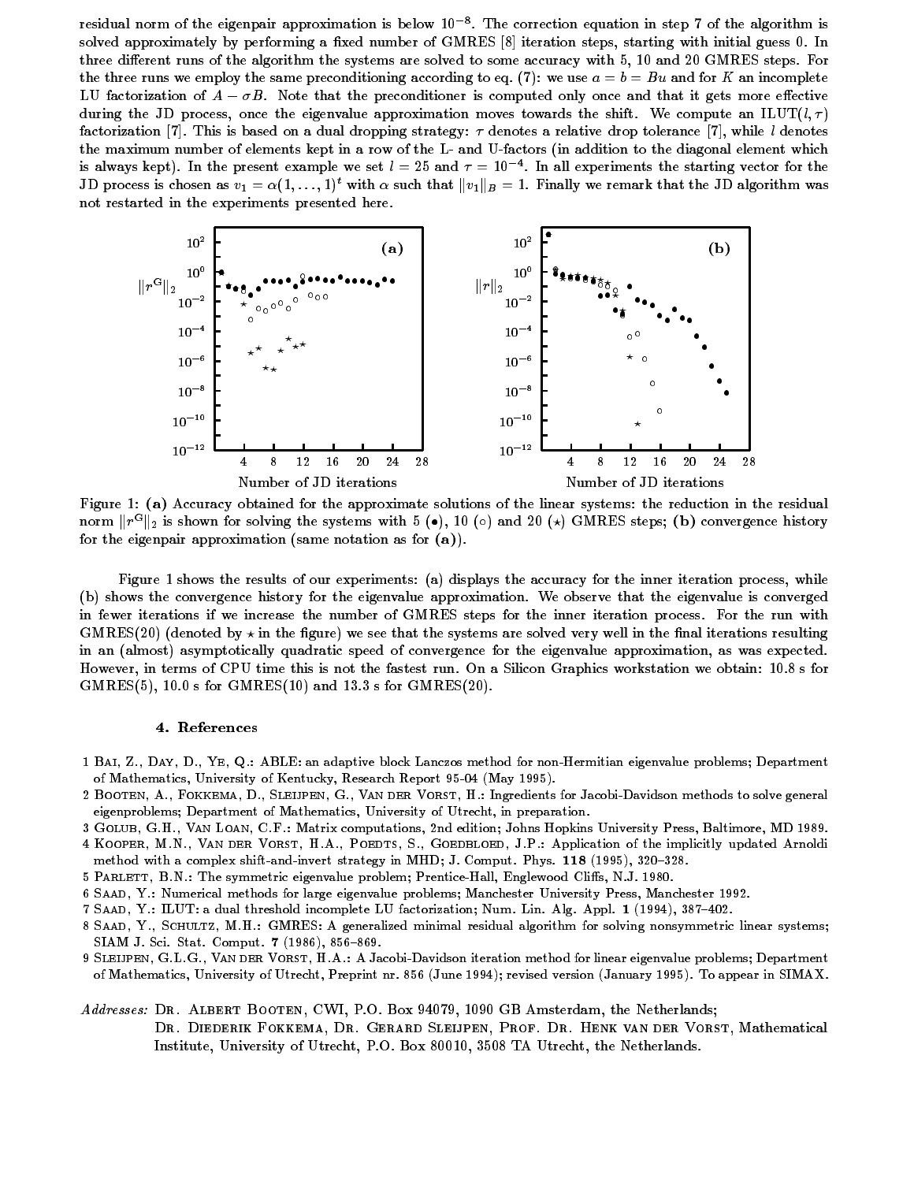residual norm of the eigenpair approximation is below $10^{-8}$. The correction equation in step 7 of the algorithm is solved approximately by performing a fixed number of GMRES [8] iteration steps, starting with initial guess 0. In three different runs of the algorithm the systems are solved to some accuracy with 5, 10 and 20 GMRES steps. For the three runs we employ the same preconditioning according to eq. (7): we use $a = b = Bu$ and for $K$ an incomplete LU factorization of $A - \sigma B$. Note that the preconditioner is computed only once and that it gets more effective during the JD process, once the eigenvalue approximation moves towards the shift. We compute an ILUT$(l, \tau)$ factorization [7]. This is based on a dual dropping strategy: $\tau$ denotes a relative drop tolerance [7], while $l$ denotes the maximum number of elements kept in a row of the L- and U-factors (in addition to the diagonal element which is always kept). In the present example we set $l = 25$ and $\tau = 10^{-4}$. In all experiments the starting vector for the JD process is chosen as $v_1 = \alpha(1, \ldots, 1)^t$ with $\alpha$ such that $\|v_1\|_B = 1$. Finally we remark that the JD algorithm was not restarted in the experiments presented here.

(a)

$\|r^{\mathrm{G}}\|_2$

$10^{2}$ $10^{0}$ $10^{-2}$ $10^{-4}$ $10^{-6}$ $10^{-8}$ $10^{-10}$ $10^{-12}$

4 8 12 16 20 24 28

Number of JD iterations

(b)

$\|r\|_2$

$10^{2}$ $10^{0}$ $10^{-2}$ $10^{-4}$ $10^{-6}$ $10^{-8}$ $10^{-10}$ $10^{-12}$

4 8 12 16 20 24 28

Number of JD iterations

Figure 1: **(a)** Accuracy obtained for the approximate solutions of the linear systems: the reduction in the residual norm $\|r^{\mathrm{G}}\|_2$ is shown for solving the systems with 5 ($\bullet$), 10 ($\circ$) and 20 ($\star$) GMRES steps; **(b)** convergence history for the eigenpair approximation (same notation as for **(a)**).

Figure 1 shows the results of our experiments: (a) displays the accuracy for the inner iteration process, while (b) shows the convergence history for the eigenvalue approximation. We observe that the eigenvalue is converged in fewer iterations if we increase the number of GMRES steps for the inner iteration process. For the run with GMRES(20) (denoted by $\star$ in the figure) we see that the systems are solved very well in the final iterations resulting in an (almost) asymptotically quadratic speed of convergence for the eigenvalue approximation, as was expected. However, in terms of CPU time this is not the fastest run. On a Silicon Graphics workstation we obtain: 10.8 s for GMRES(5), 10.0 s for GMRES(10) and 13.3 s for GMRES(20).

## 4. References

1 Bai, Z., Day, D., Ye, Q.: ABLE: an adaptive block Lanczos method for non-Hermitian eigenvalue problems; Department of Mathematics, University of Kentucky, Research Report 95-04 (May 1995).

2 Booten, A., Fokkema, D., Sleijpen, G., van der Vorst, H.: Ingredients for Jacobi-Davidson methods to solve general eigenproblems; Department of Mathematics, University of Utrecht, in preparation.

3 Golub, G.H., Van Loan, C.F.: Matrix computations, 2nd edition; Johns Hopkins University Press, Baltimore, MD 1989.

4 Kooper, M.N., van der Vorst, H.A., Poedts, S., Goedbloed, J.P.: Application of the implicitly updated Arnoldi method with a complex shift-and-invert strategy in MHD; J. Comput. Phys. **118** (1995), 320–328.

5 Parlett, B.N.: The symmetric eigenvalue problem; Prentice-Hall, Englewood Cliffs, N.J. 1980.

6 Saad, Y.: Numerical methods for large eigenvalue problems; Manchester University Press, Manchester 1992.

7 Saad, Y.: ILUT: a dual threshold incomplete LU factorization; Num. Lin. Alg. Appl. **1** (1994), 387–402.

8 Saad, Y., Schultz, M.H.: GMRES: A generalized minimal residual algorithm for solving nonsymmetric linear systems; SIAM J. Sci. Stat. Comput. **7** (1986), 856–869.

9 Sleijpen, G.L.G., van der Vorst, H.A.: A Jacobi-Davidson iteration method for linear eigenvalue problems; Department of Mathematics, University of Utrecht, Preprint nr. 856 (June 1994); revised version (January 1995). To appear in SIMAX.

*Addresses:* Dr. Albert Booten, CWI, P.O. Box 94079, 1090 GB Amsterdam, the Netherlands;
Dr. Diederik Fokkema, Dr. Gerard Sleijpen, Prof. Dr. Henk van der Vorst, Mathematical Institute, University of Utrecht, P.O. Box 80010, 3508 TA Utrecht, the Netherlands.